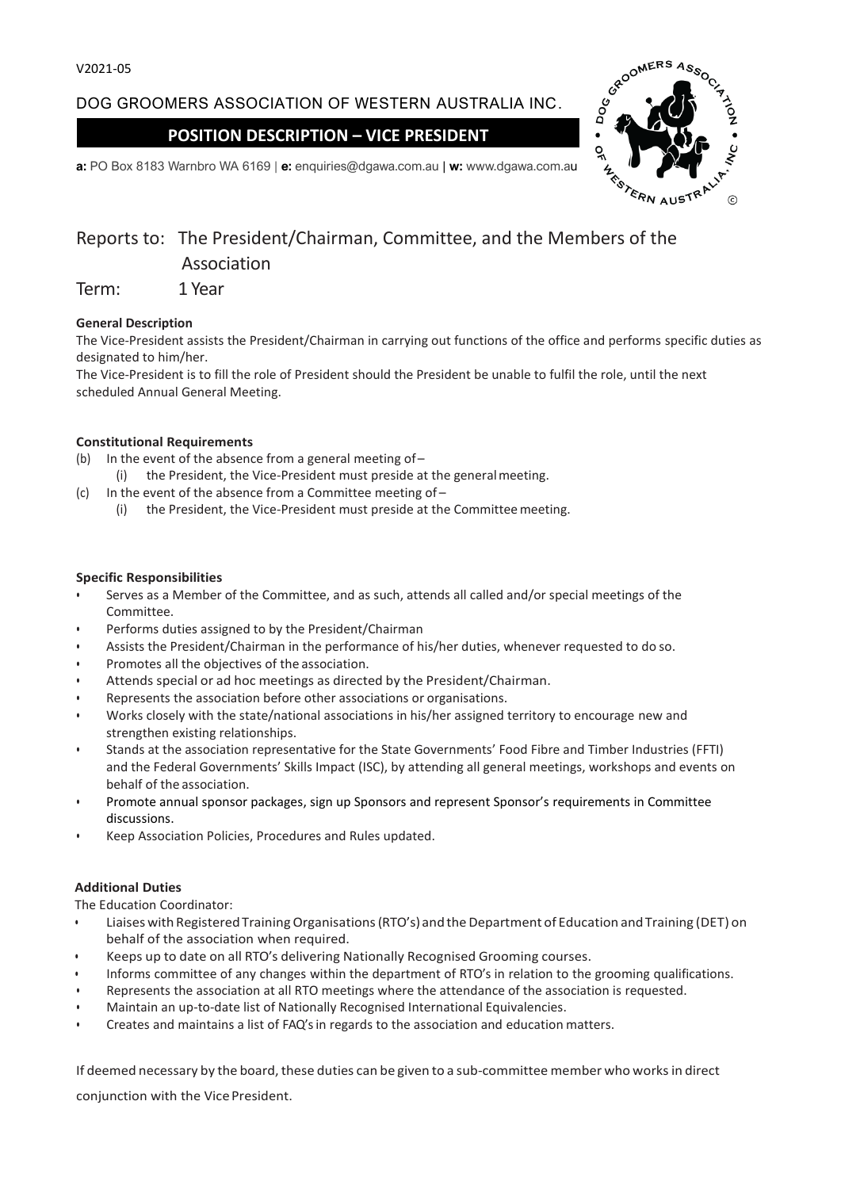V2021-05

DOG GROOMERS ASSOCIATION OF WESTERN AUSTRALIA INC.

# POSITION DESCRIPTION – VICE PRESIDENT

**a:** PO Box 8183 Warnbro WA 6169 | **e:** enquiries@dgawa.com.au | **w:** www.dgawa.com.au

Reports to: The President/Chairman, Committee, and the Members of the Association

Term: 1 Year

**General Description**

The Vice-President assists the President/Chairman in carrying out functions of the office and performs specific duties as designated to him/her.

The Vice-President is to fill the role of President should the President be unable to fulfil the role, until the next scheduled Annual General Meeting.

**Constitutional Requirements**

(b) In the event of the absence from a general meeting of –
  (i) the President, the Vice-President must preside at the general meeting.

(c) In the event of the absence from a Committee meeting of –
  (i) the President, the Vice-President must preside at the Committee meeting.

**Specific Responsibilities**

- Serves as a Member of the Committee, and as such, attends all called and/or special meetings of the Committee.
- Performs duties assigned to by the President/Chairman
- Assists the President/Chairman in the performance of his/her duties, whenever requested to do so.
- Promotes all the objectives of the association.
- Attends special or ad hoc meetings as directed by the President/Chairman.
- Represents the association before other associations or organisations.
- Works closely with the state/national associations in his/her assigned territory to encourage new and strengthen existing relationships.
- Stands at the association representative for the State Governments' Food Fibre and Timber Industries (FFTI) and the Federal Governments' Skills Impact (ISC), by attending all general meetings, workshops and events on behalf of the association.
- Promote annual sponsor packages, sign up Sponsors and represent Sponsor's requirements in Committee discussions.
- Keep Association Policies, Procedures and Rules updated.

**Additional Duties**

The Education Coordinator:

- Liaises with Registered Training Organisations (RTO's) and the Department of Education and Training (DET) on behalf of the association when required.
- Keeps up to date on all RTO's delivering Nationally Recognised Grooming courses.
- Informs committee of any changes within the department of RTO's in relation to the grooming qualifications.
- Represents the association at all RTO meetings where the attendance of the association is requested.
- Maintain an up-to-date list of Nationally Recognised International Equivalencies.
- Creates and maintains a list of FAQ's in regards to the association and education matters.

If deemed necessary by the board, these duties can be given to a sub-committee member who works in direct conjunction with the Vice President.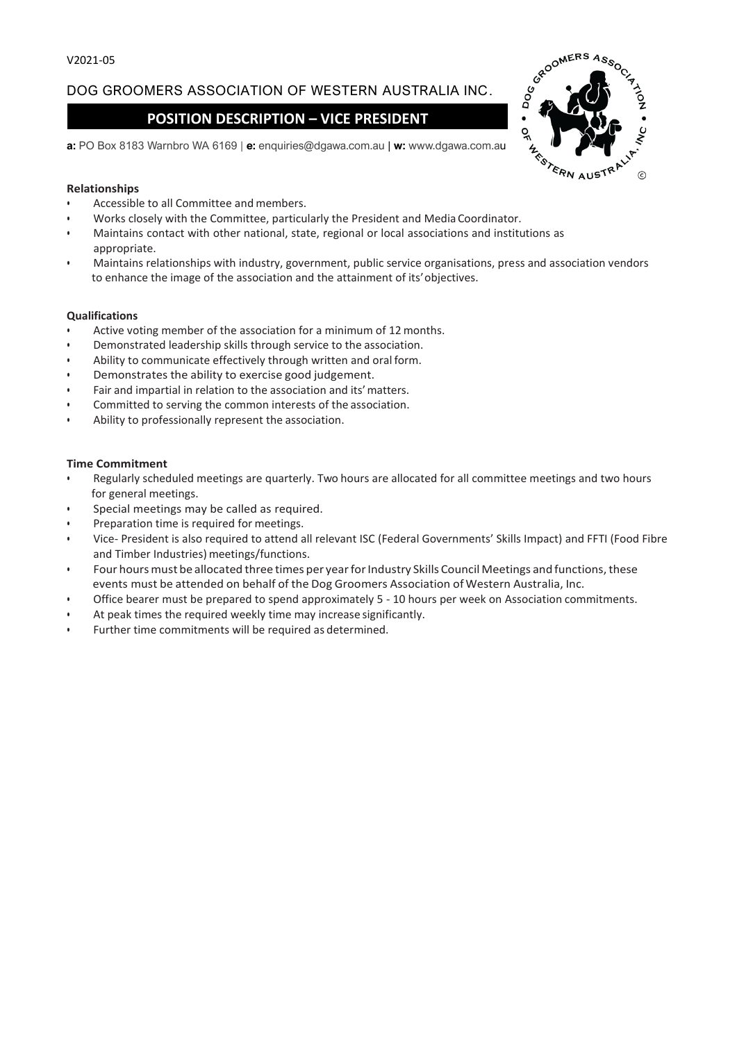V2021-05

DOG GROOMERS ASSOCIATION OF WESTERN AUSTRALIA INC.

## POSITION DESCRIPTION – VICE PRESIDENT

**a:** PO Box 8183 Warnbro WA 6169 | **e:** enquiries@dgawa.com.au | **w:** www.dgawa.com.au

**Relationships**

- Accessible to all Committee and members.
- Works closely with the Committee, particularly the President and Media Coordinator.
- Maintains contact with other national, state, regional or local associations and institutions as appropriate.
- Maintains relationships with industry, government, public service organisations, press and association vendors to enhance the image of the association and the attainment of its' objectives.

**Qualifications**

- Active voting member of the association for a minimum of 12 months.
- Demonstrated leadership skills through service to the association.
- Ability to communicate effectively through written and oral form.
- Demonstrates the ability to exercise good judgement.
- Fair and impartial in relation to the association and its' matters.
- Committed to serving the common interests of the association.
- Ability to professionally represent the association.

**Time Commitment**

- Regularly scheduled meetings are quarterly. Two hours are allocated for all committee meetings and two hours for general meetings.
- Special meetings may be called as required.
- Preparation time is required for meetings.
- Vice- President is also required to attend all relevant ISC (Federal Governments' Skills Impact) and FFTI (Food Fibre and Timber Industries) meetings/functions.
- Four hours must be allocated three times per year for Industry Skills Council Meetings and functions, these events must be attended on behalf of the Dog Groomers Association of Western Australia, Inc.
- Office bearer must be prepared to spend approximately 5 - 10 hours per week on Association commitments.
- At peak times the required weekly time may increase significantly.
- Further time commitments will be required as determined.